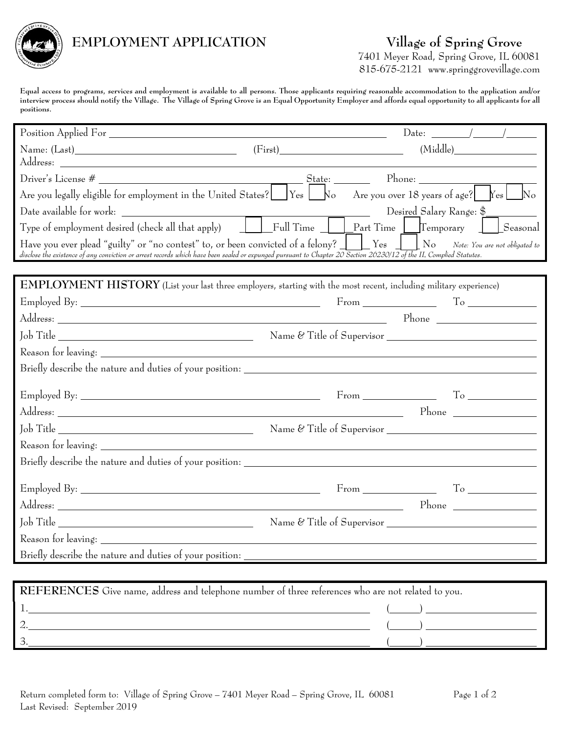# EMPLOYMENT APPLICATION

**Village of Spring Grove**
7401 Meyer Road, Spring Grove, IL 60081
815-675-2121 www.springgrovevillage.com

**Equal access to programs, services and employment is available to all persons. Those applicants requiring reasonable accommodation to the application and/or interview process should notify the Village. The Village of Spring Grove is an Equal Opportunity Employer and affords equal opportunity to all applicants for all positions.**

Position Applied For ______________________ Date: ____/____/____

Name: (Last)______________ (First)______________ (Middle)______________

Address: ______________________

Driver's License # ______________ State: ______ Phone: ______________

Are you legally eligible for employment in the United States? ☐ Yes ☐ No Are you over 18 years of age? ☐ Yes ☐ No

Date available for work: ______________ Desired Salary Range: $______

Type of employment desired (check all that apply) ☐ Full Time ☐ Part Time ☐ Temporary ☐ Seasonal

Have you ever plead "guilty" or "no contest" to, or been convicted of a felony? ☐ Yes ☐ No *Note: You are not obligated to disclose the existence of any conviction or arrest records which have been sealed or expunged pursuant to Chapter 20 Section 26230/12 of the IL Complied Statutes.*

## EMPLOYMENT HISTORY

(List your last three employers, starting with the most recent, including military experience)

Employed By: ______________ From ______ To ______

Address: ______________ Phone ______

Job Title ______________ Name & Title of Supervisor ______________

Reason for leaving: ______________

Briefly describe the nature and duties of your position: ______________

Employed By: ______________ From ______ To ______

Address: ______________ Phone ______

Job Title ______________ Name & Title of Supervisor ______________

Reason for leaving: ______________

Briefly describe the nature and duties of your position: ______________

Employed By: ______________ From ______ To ______

Address: ______________ Phone ______

Job Title ______________ Name & Title of Supervisor ______________

Reason for leaving: ______________

Briefly describe the nature and duties of your position: ______________

## REFERENCES

Give name, address and telephone number of three references who are not related to you.

1. ______________________ (____) ______________
2. ______________________ (____) ______________
3. ______________________ (____) ______________

Return completed form to: Village of Spring Grove – 7401 Meyer Road – Spring Grove, IL 60081
Last Revised: September 2019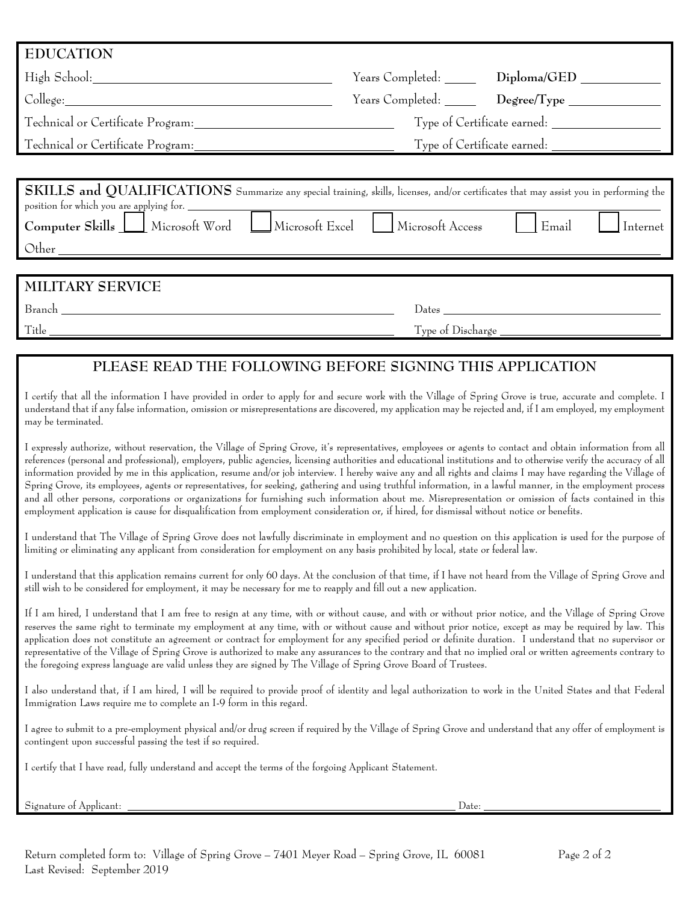## EDUCATION

High School: ______________________ Years Completed: _____ **Diploma/GED** __________

College: ______________________ Years Completed: _____ **Degree/Type** __________

Technical or Certificate Program: ______________________ Type of Certificate earned: __________

Technical or Certificate Program: ______________________ Type of Certificate earned: __________

## SKILLS and QUALIFICATIONS

Summarize any special training, skills, licenses, and/or certificates that may assist you in performing the position for which you are applying for. ______________________

**Computer Skills** ☐ Microsoft Word ☐ Microsoft Excel ☐ Microsoft Access ☐ Email ☐ Internet

Other ______________________

## MILITARY SERVICE

Branch ______________________ Dates ______________________

Title ______________________ Type of Discharge ______________________

## PLEASE READ THE FOLLOWING BEFORE SIGNING THIS APPLICATION

I certify that all the information I have provided in order to apply for and secure work with the Village of Spring Grove is true, accurate and complete. I understand that if any false information, omission or misrepresentations are discovered, my application may be rejected and, if I am employed, my employment may be terminated.

I expressly authorize, without reservation, the Village of Spring Grove, it's representatives, employees or agents to contact and obtain information from all references (personal and professional), employers, public agencies, licensing authorities and educational institutions and to otherwise verify the accuracy of all information provided by me in this application, resume and/or job interview. I hereby waive any and all rights and claims I may have regarding the Village of Spring Grove, its employees, agents or representatives, for seeking, gathering and using truthful information, in a lawful manner, in the employment process and all other persons, corporations or organizations for furnishing such information about me. Misrepresentation or omission of facts contained in this employment application is cause for disqualification from employment consideration or, if hired, for dismissal without notice or benefits.

I understand that The Village of Spring Grove does not lawfully discriminate in employment and no question on this application is used for the purpose of limiting or eliminating any applicant from consideration for employment on any basis prohibited by local, state or federal law.

I understand that this application remains current for only 60 days. At the conclusion of that time, if I have not heard from the Village of Spring Grove and still wish to be considered for employment, it may be necessary for me to reapply and fill out a new application.

If I am hired, I understand that I am free to resign at any time, with or without cause, and with or without prior notice, and the Village of Spring Grove reserves the same right to terminate my employment at any time, with or without cause and without prior notice, except as may be required by law. This application does not constitute an agreement or contract for employment for any specified period or definite duration. I understand that no supervisor or representative of the Village of Spring Grove is authorized to make any assurances to the contrary and that no implied oral or written agreements contrary to the foregoing express language are valid unless they are signed by The Village of Spring Grove Board of Trustees.

I also understand that, if I am hired, I will be required to provide proof of identity and legal authorization to work in the United States and that Federal Immigration Laws require me to complete an I-9 form in this regard.

I agree to submit to a pre-employment physical and/or drug screen if required by the Village of Spring Grove and understand that any offer of employment is contingent upon successful passing the test if so required.

I certify that I have read, fully understand and accept the terms of the forgoing Applicant Statement.

Signature of Applicant: ______________________ Date: ______________________

Return completed form to: Village of Spring Grove – 7401 Meyer Road – Spring Grove, IL 60081

Last Revised: September 2019